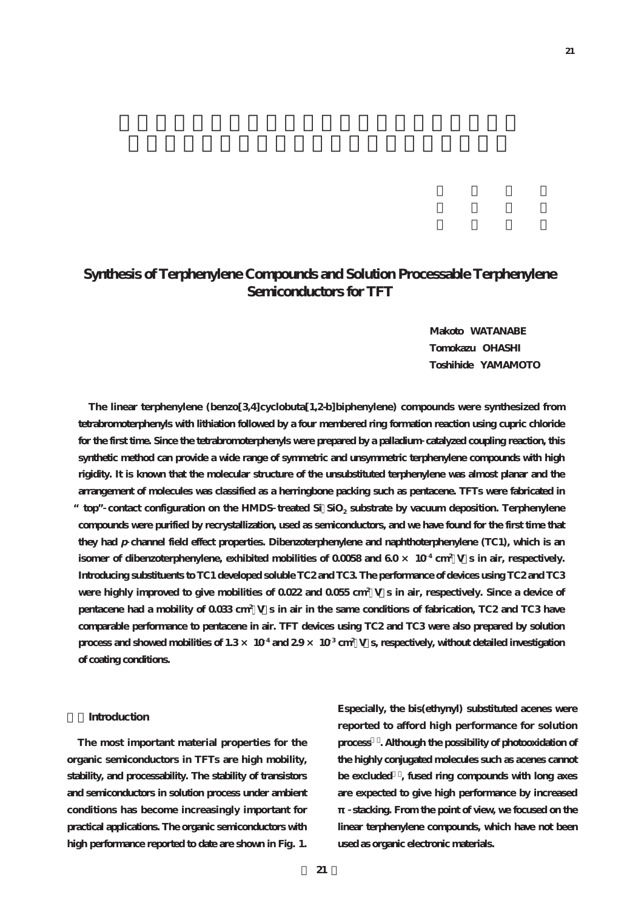# Synthesis of Terphenylene Compounds and Solution Processable Terphenylene Semiconductors for TFT

Makoto WATANABE
Tomokazu OHASHI
Toshihide YAMAMOTO

The linear terphenylene (benzo[3,4]cyclobuta[1,2-b]biphenylene) compounds were synthesized from tetrabromoterphenyls with lithiation followed by a four membered ring formation reaction using cupric chloride for the first time. Since the tetrabromoterphenyls were prepared by a palladium-catalyzed coupling reaction, this synthetic method can provide a wide range of symmetric and unsymmetric terphenylene compounds with high rigidity. It is known that the molecular structure of the unsubstituted terphenylene was almost planar and the arrangement of molecules was classified as a herringbone packing such as pentacene. TFTs were fabricated in "top"-contact configuration on the HMDS-treated Si/$SiO_2$ substrate by vacuum deposition. Terphenylene compounds were purified by recrystallization, used as semiconductors, and we have found for the first time that they had *p*-channel field effect properties. Dibenzoterphenylene and naphthoterphenylene (TC1), which is an isomer of dibenzoterphenylene, exhibited mobilities of 0.0058 and $6.0 \times 10^{-4}$ $cm^2$/Vs in air, respectively. Introducing substituents to TC1 developed soluble TC2 and TC3. The performance of devices using TC2 and TC3 were highly improved to give mobilities of 0.022 and 0.055 $cm^2$/Vs in air, respectively. Since a device of pentacene had a mobility of 0.033 $cm^2$/Vs in air in the same conditions of fabrication, TC2 and TC3 have comparable performance to pentacene in air. TFT devices using TC2 and TC3 were also prepared by solution process and showed mobilities of $1.3 \times 10^{-4}$ and $2.9 \times 10^{-3}$ $cm^2$/Vs, respectively, without detailed investigation of coating conditions.

## Introduction

The most important material properties for the organic semiconductors in TFTs are high mobility, stability, and processability. The stability of transistors and semiconductors in solution process under ambient conditions has become increasingly important for practical applications. The organic semiconductors with high performance reported to date are shown in Fig. 1. Especially, the bis(ethynyl) substituted acenes were reported to afford high performance for solution process. Although the possibility of photooxidation of the highly conjugated molecules such as acenes cannot be excluded, fused ring compounds with long axes are expected to give high performance by increased π-stacking. From the point of view, we focused on the linear terphenylene compounds, which have not been used as organic electronic materials.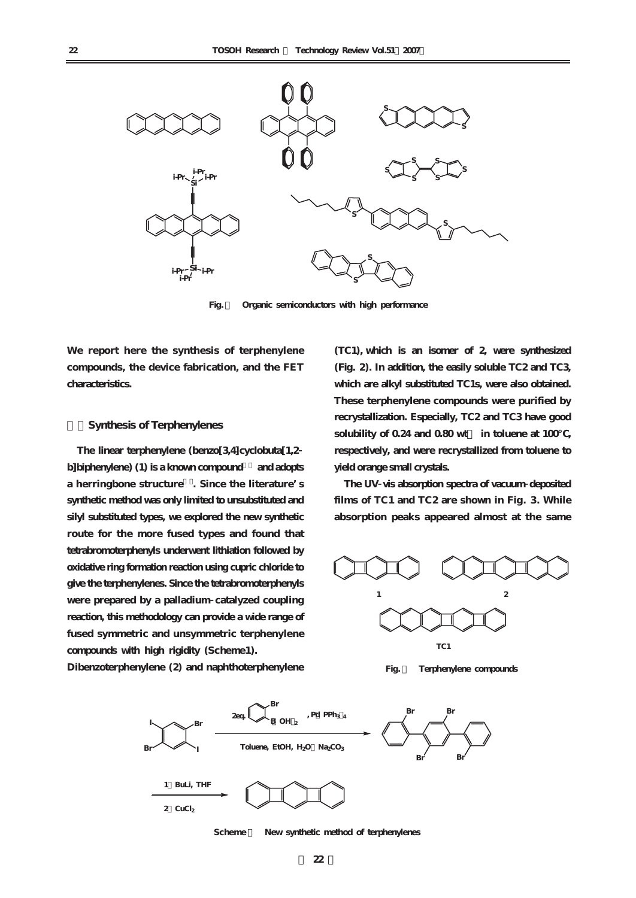Fig. 1　Organic semiconductors with high performance

We report here the synthesis of terphenylene compounds, the device fabrication, and the FET characteristics.

## 2. Synthesis of Terphenylenes

The linear terphenylene (benzo[3,4]cyclobuta[1,2-b]biphenylene) (1) is a known compound and adopts a herringbone structure. Since the literature's synthetic method was only limited to unsubstituted and silyl substituted types, we explored the new synthetic route for the more fused types and found that tetrabromoterphenyls underwent lithiation followed by oxidative ring formation reaction using cupric chloride to give the terphenylenes. Since the tetrabromoterphenyls were prepared by a palladium-catalyzed coupling reaction, this methodology can provide a wide range of fused symmetric and unsymmetric terphenylene compounds with high rigidity (Scheme1).

Dibenzoterphenylene (2) and naphthoterphenylene (TC1), which is an isomer of 2, were synthesized (Fig. 2). In addition, the easily soluble TC2 and TC3, which are alkyl substituted TC1s, were also obtained. These terphenylene compounds were purified by recrystallization. Especially, TC2 and TC3 have good solubility of 0.24 and 0.80 wt% in toluene at 100°C, respectively, and were recrystallized from toluene to yield orange small crystals.

The UV-vis absorption spectra of vacuum-deposited films of TC1 and TC2 are shown in Fig. 3. While absorption peaks appeared almost at the same

Fig. 2　Terphenylene compounds

Scheme 1　New synthetic method of terphenylenes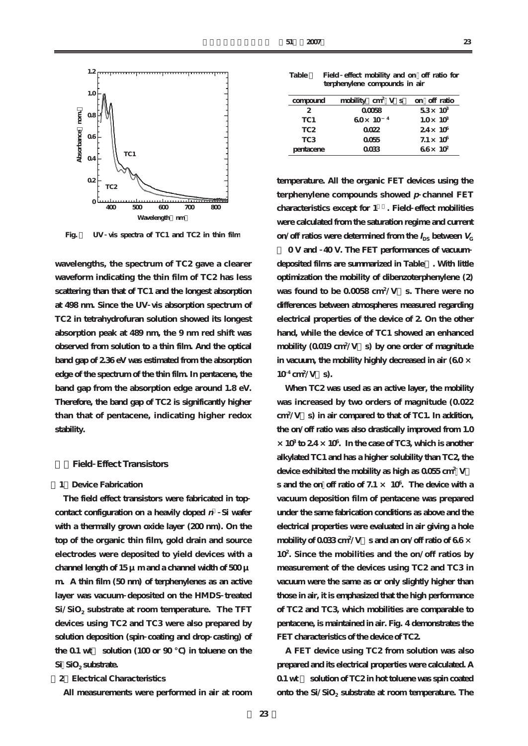Fig. UV-vis spectra of TC1 and TC2 in thin film

wavelengths, the spectrum of TC2 gave a clearer waveform indicating the thin film of TC2 has less scattering than that of TC1 and the longest absorption at 498 nm. Since the UV-vis absorption spectrum of TC2 in tetrahydrofuran solution showed its longest absorption peak at 489 nm, the 9 nm red shift was observed from solution to a thin film. And the optical band gap of 2.36 eV was estimated from the absorption edge of the spectrum of the thin film. In pentacene, the band gap from the absorption edge around 1.8 eV. Therefore, the band gap of TC2 is significantly higher than that of pentacene, indicating higher redox stability.

## Field-Effect Transistors

### 1 Device Fabrication

The field effect transistors were fabricated in top-contact configuration on a heavily doped $n^{+}$-Si wafer with a thermally grown oxide layer (200 nm). On the top of the organic thin film, gold drain and source electrodes were deposited to yield devices with a channel length of 15 μm and a channel width of 500 μm. A thin film (50 nm) of terphenylenes as an active layer was vacuum-deposited on the HMDS-treated $Si/SiO_2$ substrate at room temperature. The TFT devices using TC2 and TC3 were also prepared by solution deposition (spin-coating and drop-casting) of the 0.1 wt solution (100 or 90 °C) in toluene on the $Si/SiO_2$ substrate.

### 2 Electrical Characteristics

All measurements were performed in air at room temperature. All the organic FET devices using the terphenylene compounds showed *p*-channel FET characteristics except for 1. Field-effect mobilities were calculated from the saturation regime and current on/off ratios were determined from the $I_{DS}$ between $V_G$ 0 V and -40 V. The FET performances of vacuum-deposited films are summarized in Table . With little optimization the mobility of dibenzoterphenylene (2) was found to be 0.0058 $cm^2/V \cdot s$. There were no differences between atmospheres measured regarding electrical properties of the device of 2. On the other hand, while the device of TC1 showed an enhanced mobility (0.019 $cm^2/V \cdot s$) by one order of magnitude in vacuum, the mobility highly decreased in air ($6.0 \times 10^{-4}$ $cm^2/V \cdot s$).

Table Field-effect mobility and on/off ratio for terphenylene compounds in air

| compound | mobility ($cm^2/V \cdot s$) | on/off ratio |
|---|---|---|
| 2 | 0.0058 | $5.3 \times 10^3$ |
| TC1 | $6.0 \times 10^{-4}$ | $1.0 \times 10^3$ |
| TC2 | 0.022 | $2.4 \times 10^6$ |
| TC3 | 0.055 | $7.1 \times 10^6$ |
| pentacene | 0.033 | $6.6 \times 10^2$ |

When TC2 was used as an active layer, the mobility was increased by two orders of magnitude (0.022 $cm^2/V \cdot s$) in air compared to that of TC1. In addition, the on/off ratio was also drastically improved from $1.0 \times 10^3$ to $2.4 \times 10^6$. In the case of TC3, which is another alkylated TC1 and has a higher solubility than TC2, the device exhibited the mobility as high as 0.055 $cm^2/V \cdot s$ and the on/off ratio of $7.1 \times 10^6$. The device with a vacuum deposition film of pentacene was prepared under the same fabrication conditions as above and the electrical properties were evaluated in air giving a hole mobility of 0.033 $cm^2/V \cdot s$ and an on/off ratio of $6.6 \times 10^2$. Since the mobilities and the on/off ratios by measurement of the devices using TC2 and TC3 in vacuum were the same as or only slightly higher than those in air, it is emphasized that the high performance of TC2 and TC3, which mobilities are comparable to pentacene, is maintained in air. Fig. 4 demonstrates the FET characteristics of the device of TC2.

A FET device using TC2 from solution was also prepared and its electrical properties were calculated. A 0.1 wt solution of TC2 in hot toluene was spin coated onto the $Si/SiO_2$ substrate at room temperature. The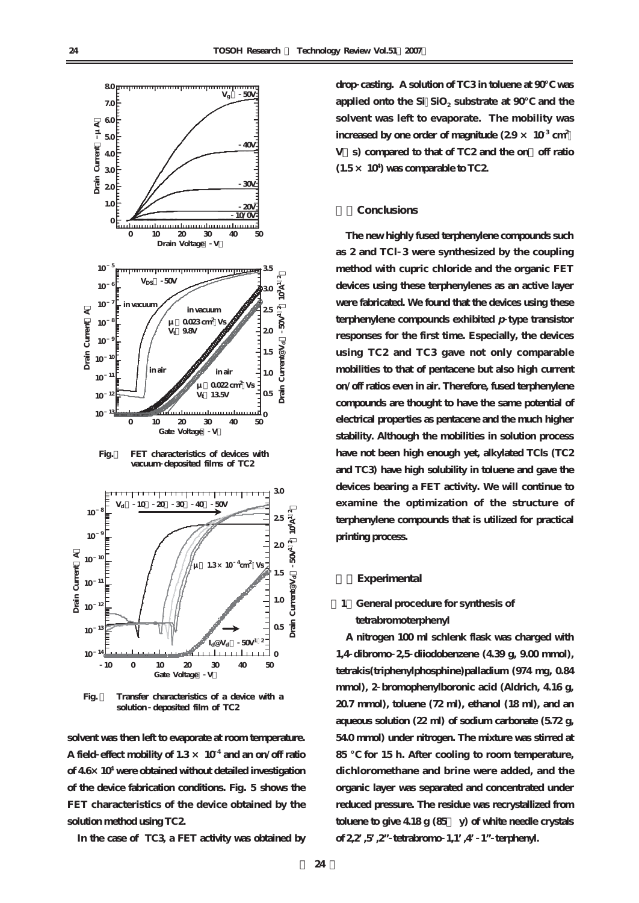Fig. FET characteristics of devices with vacuum-deposited films of TC2

Fig. Transfer characteristics of a device with a solution-deposited film of TC2

solvent was then left to evaporate at room temperature. A field-effect mobility of $1.3 \times 10^{-4}$ and an on/off ratio of $4.6 \times 10^{4}$ were obtained without detailed investigation of the device fabrication conditions. Fig. 5 shows the FET characteristics of the device obtained by the solution method using TC2.

In the case of TC3, a FET activity was obtained by drop-casting. A solution of TC3 in toluene at 90°C was applied onto the Si/$SiO_2$ substrate at 90°C and the solvent was left to evaporate. The mobility was increased by one order of magnitude ($2.9 \times 10^{-3}$ $cm^2$/V・s) compared to that of TC2 and the on/off ratio ($1.5 \times 10^{4}$) was comparable to TC2.

## Conclusions

The new highly fused terphenylene compounds such as 2 and TCl-3 were synthesized by the coupling method with cupric chloride and the organic FET devices using these terphenylenes as an active layer were fabricated. We found that the devices using these terphenylene compounds exhibited *p*-type transistor responses for the first time. Especially, the devices using TC2 and TC3 gave not only comparable mobilities to that of pentacene but also high current on/off ratios even in air. Therefore, fused terphenylene compounds are thought to have the same potential of electrical properties as pentacene and the much higher stability. Although the mobilities in solution process have not been high enough yet, alkylated TCls (TC2 and TC3) have high solubility in toluene and gave the devices bearing a FET activity. We will continue to examine the optimization of the structure of terphenylene compounds that is utilized for practical printing process.

## Experimental

### (1) General procedure for synthesis of tetrabromoterphenyl

A nitrogen 100 ml schlenk flask was charged with 1,4-dibromo-2,5-diiodobenzene (4.39 g, 9.00 mmol), tetrakis(triphenylphosphine)palladium (974 mg, 0.84 mmol), 2-bromophenylboronic acid (Aldrich, 4.16 g, 20.7 mmol), toluene (72 ml), ethanol (18 ml), and an aqueous solution (22 ml) of sodium carbonate (5.72 g, 54.0 mmol) under nitrogen. The mixture was stirred at 85 °C for 15 h. After cooling to room temperature, dichloromethane and brine were added, and the organic layer was separated and concentrated under reduced pressure. The residue was recrystallized from toluene to give 4.18 g (85% y) of white needle crystals of 2,2',5',2''-tetrabromo-1,1',4'-1''-terphenyl.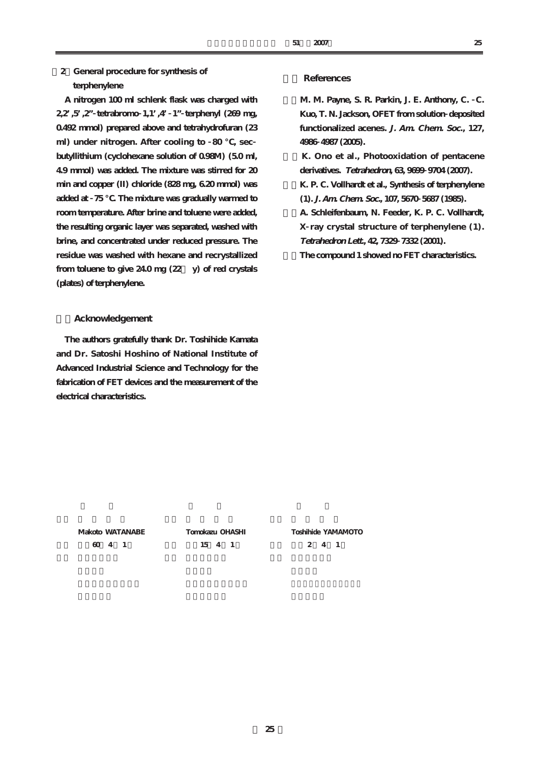2 General procedure for synthesis of terphenylene

A nitrogen 100 ml schlenk flask was charged with 2,2',5',2"-tetrabromo-1,1',4'-1"-terphenyl (269 mg, 0.492 mmol) prepared above and tetrahydrofuran (23 ml) under nitrogen. After cooling to -80 °C, sec-butyllithium (cyclohexane solution of 0.98M) (5.0 ml, 4.9 mmol) was added. The mixture was stirred for 20 min and copper (II) chloride (828 mg, 6.20 mmol) was added at -75 °C. The mixture was gradually warmed to room temperature. After brine and toluene were added, the resulting organic layer was separated, washed with brine, and concentrated under reduced pressure. The residue was washed with hexane and recrystallized from toluene to give 24.0 mg (22 y) of red crystals (plates) of terphenylene.

## Acknowledgement

The authors gratefully thank Dr. Toshihide Kamata and Dr. Satoshi Hoshino of National Institute of Advanced Industrial Science and Technology for the fabrication of FET devices and the measurement of the electrical characteristics.

## References

- M. M. Payne, S. R. Parkin, J. E. Anthony, C.-C. Kuo, T. N. Jackson, OFET from solution-deposited functionalized acenes. *J. Am. Chem. Soc.*, 127, 4986-4987 (2005).
- K. Ono et al., Photooxidation of pentacene derivatives. *Tetrahedron*, 63, 9699-9704 (2007).
- K. P. C. Vollhardt et al., Synthesis of terphenylene (1). *J. Am. Chem. Soc.*, 107, 5670-5687 (1985).
- A. Schleifenbaum, N. Feeder, K. P. C. Vollhardt, X-ray crystal structure of terphenylene (1). *Tetrahedron Lett.*, 42, 7329-7332 (2001).
- The compound 1 showed no FET characteristics.

Makoto WATANABE
60 4 1

Tomokazu OHASHI
15 4 1

Toshihide YAMAMOTO
2 4 1